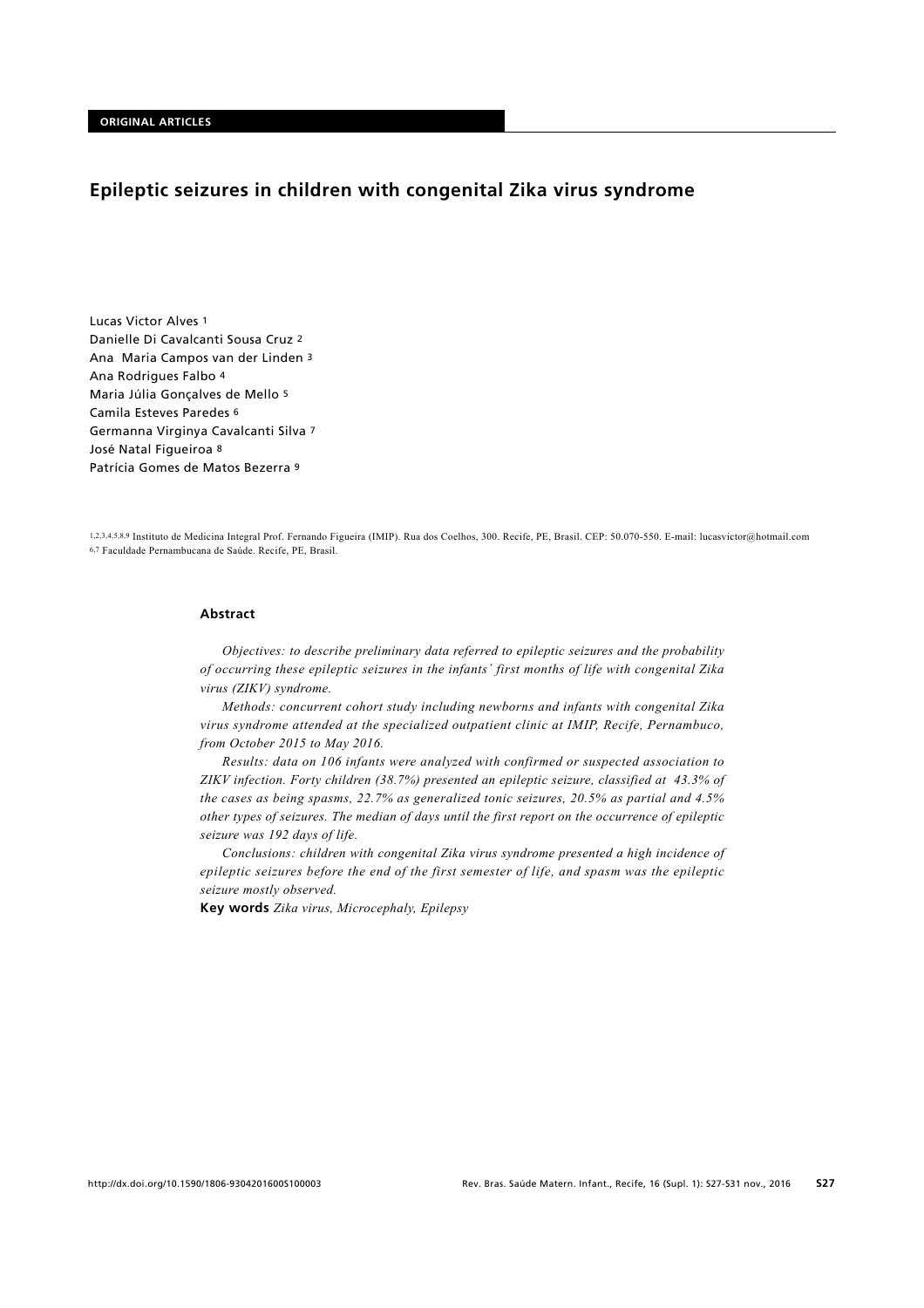ORIGINAL ARTICLES

# Epileptic seizures in children with congenital Zika virus syndrome

Lucas Victor Alves [1]
Danielle Di Cavalcanti Sousa Cruz [2]
Ana Maria Campos van der Linden [3]
Ana Rodrigues Falbo [4]
Maria Júlia Gonçalves de Mello [5]
Camila Esteves Paredes [6]
Germanna Virginya Cavalcanti Silva [7]
José Natal Figueiroa [8]
Patrícia Gomes de Matos Bezerra [9]

[1,2,3,4,5,8,9] Instituto de Medicina Integral Prof. Fernando Figueira (IMIP). Rua dos Coelhos, 300. Recife, PE, Brasil. CEP: 50.070-550. E-mail: lucasvictor@hotmail.com
[6,7] Faculdade Pernambucana de Saúde. Recife, PE, Brasil.

## Abstract

*Objectives: to describe preliminary data referred to epileptic seizures and the probability of occurring these epileptic seizures in the infants' first months of life with congenital Zika virus (ZIKV) syndrome.*

*Methods: concurrent cohort study including newborns and infants with congenital Zika virus syndrome attended at the specialized outpatient clinic at IMIP, Recife, Pernambuco, from October 2015 to May 2016.*

*Results: data on 106 infants were analyzed with confirmed or suspected association to ZIKV infection. Forty children (38.7%) presented an epileptic seizure, classified at 43.3% of the cases as being spasms, 22.7% as generalized tonic seizures, 20.5% as partial and 4.5% other types of seizures. The median of days until the first report on the occurrence of epileptic seizure was 192 days of life.*

*Conclusions: children with congenital Zika virus syndrome presented a high incidence of epileptic seizures before the end of the first semester of life, and spasm was the epileptic seizure mostly observed.*

**Key words** *Zika virus, Microcephaly, Epilepsy*

http://dx.doi.org/10.1590/1806-9304201600S100003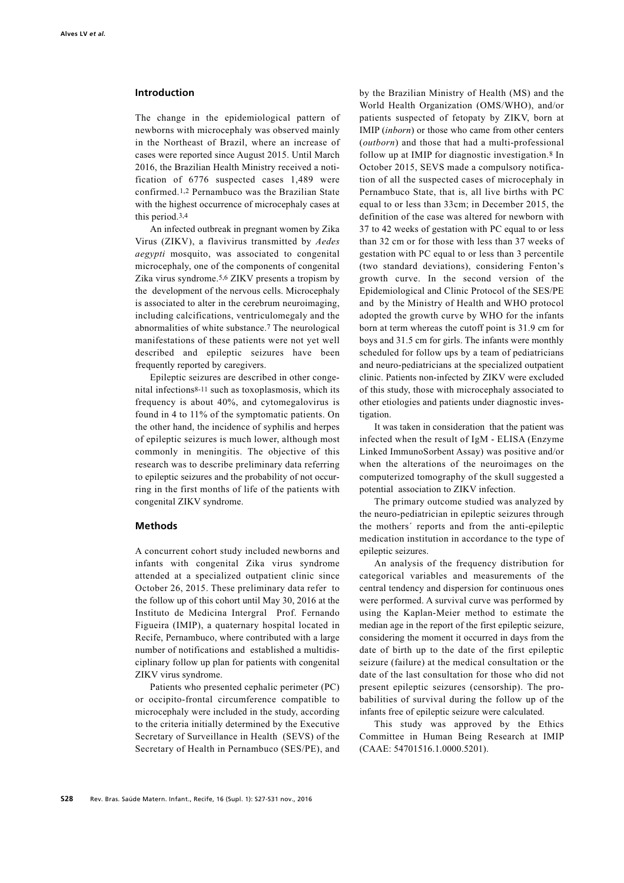## Introduction

The change in the epidemiological pattern of newborns with microcephaly was observed mainly in the Northeast of Brazil, where an increase of cases were reported since August 2015. Until March 2016, the Brazilian Health Ministry received a notification of 6776 suspected cases 1,489 were confirmed.[1,2] Pernambuco was the Brazilian State with the highest occurrence of microcephaly cases at this period.[3,4]

An infected outbreak in pregnant women by Zika Virus (ZIKV), a flavivirus transmitted by *Aedes aegypti* mosquito, was associated to congenital microcephaly, one of the components of congenital Zika virus syndrome.[5,6] ZIKV presents a tropism by the development of the nervous cells. Microcephaly is associated to alter in the cerebrum neuroimaging, including calcifications, ventriculomegaly and the abnormalities of white substance.[7] The neurological manifestations of these patients were not yet well described and epileptic seizures have been frequently reported by caregivers.

Epileptic seizures are described in other congenital infections[8-11] such as toxoplasmosis, which its frequency is about 40%, and cytomegalovirus is found in 4 to 11% of the symptomatic patients. On the other hand, the incidence of syphilis and herpes of epileptic seizures is much lower, although most commonly in meningitis. The objective of this research was to describe preliminary data referring to epileptic seizures and the probability of not occurring in the first months of life of the patients with congenital ZIKV syndrome.

## Methods

A concurrent cohort study included newborns and infants with congenital Zika virus syndrome attended at a specialized outpatient clinic since October 26, 2015. These preliminary data refer to the follow up of this cohort until May 30, 2016 at the Instituto de Medicina Intergral Prof. Fernando Figueira (IMIP), a quaternary hospital located in Recife, Pernambuco, where contributed with a large number of notifications and established a multidisciplinary follow up plan for patients with congenital ZIKV virus syndrome.

Patients who presented cephalic perimeter (PC) or occipito-frontal circumference compatible to microcephaly were included in the study, according to the criteria initially determined by the Executive Secretary of Surveillance in Health (SEVS) of the Secretary of Health in Pernambuco (SES/PE), and by the Brazilian Ministry of Health (MS) and the World Health Organization (OMS/WHO), and/or patients suspected of fetopaty by ZIKV, born at IMIP (*inborn*) or those who came from other centers (*outborn*) and those that had a multi-professional follow up at IMIP for diagnostic investigation.[8] In October 2015, SEVS made a compulsory notification of all the suspected cases of microcephaly in Pernambuco State, that is, all live births with PC equal to or less than 33cm; in December 2015, the definition of the case was altered for newborn with 37 to 42 weeks of gestation with PC equal to or less than 32 cm or for those with less than 37 weeks of gestation with PC equal to or less than 3 percentile (two standard deviations), considering Fenton's growth curve. In the second version of the Epidemiological and Clinic Protocol of the SES/PE and by the Ministry of Health and WHO protocol adopted the growth curve by WHO for the infants born at term whereas the cutoff point is 31.9 cm for boys and 31.5 cm for girls. The infants were monthly scheduled for follow ups by a team of pediatricians and neuro-pediatricians at the specialized outpatient clinic. Patients non-infected by ZIKV were excluded of this study, those with microcephaly associated to other etiologies and patients under diagnostic investigation.

It was taken in consideration that the patient was infected when the result of IgM - ELISA (Enzyme Linked ImmunoSorbent Assay) was positive and/or when the alterations of the neuroimages on the computerized tomography of the skull suggested a potential association to ZIKV infection.

The primary outcome studied was analyzed by the neuro-pediatrician in epileptic seizures through the mothers´ reports and from the anti-epileptic medication institution in accordance to the type of epileptic seizures.

An analysis of the frequency distribution for categorical variables and measurements of the central tendency and dispersion for continuous ones were performed. A survival curve was performed by using the Kaplan-Meier method to estimate the median age in the report of the first epileptic seizure, considering the moment it occurred in days from the date of birth up to the date of the first epileptic seizure (failure) at the medical consultation or the date of the last consultation for those who did not present epileptic seizures (censorship). The probabilities of survival during the follow up of the infants free of epileptic seizure were calculated.

This study was approved by the Ethics Committee in Human Being Research at IMIP (CAAE: 54701516.1.0000.5201).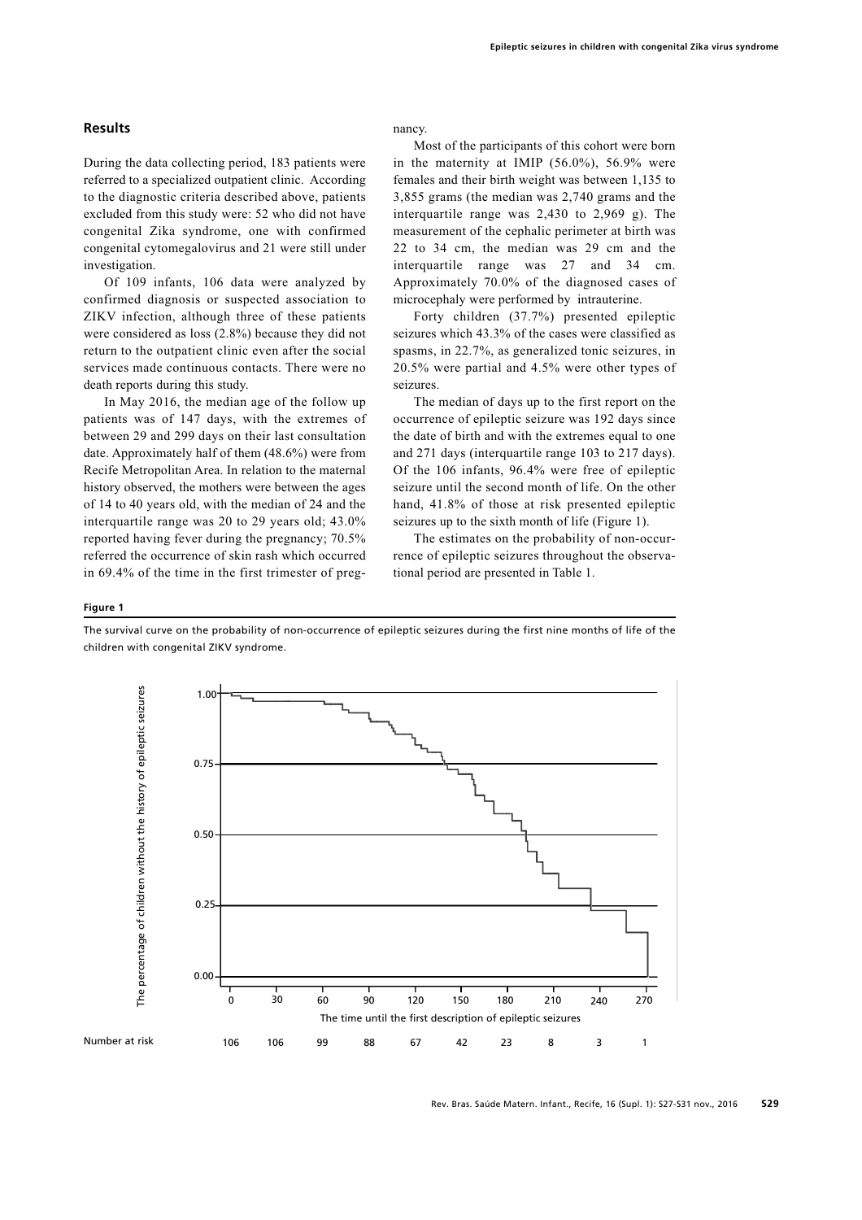## Results

During the data collecting period, 183 patients were referred to a specialized outpatient clinic. According to the diagnostic criteria described above, patients excluded from this study were: 52 who did not have congenital Zika syndrome, one with confirmed congenital cytomegalovirus and 21 were still under investigation.

Of 109 infants, 106 data were analyzed by confirmed diagnosis or suspected association to ZIKV infection, although three of these patients were considered as loss (2.8%) because they did not return to the outpatient clinic even after the social services made continuous contacts. There were no death reports during this study.

In May 2016, the median age of the follow up patients was of 147 days, with the extremes of between 29 and 299 days on their last consultation date. Approximately half of them (48.6%) were from Recife Metropolitan Area. In relation to the maternal history observed, the mothers were between the ages of 14 to 40 years old, with the median of 24 and the interquartile range was 20 to 29 years old; 43.0% reported having fever during the pregnancy; 70.5% referred the occurrence of skin rash which occurred in 69.4% of the time in the first trimester of pregnancy.

Most of the participants of this cohort were born in the maternity at IMIP (56.0%), 56.9% were females and their birth weight was between 1,135 to 3,855 grams (the median was 2,740 grams and the interquartile range was 2,430 to 2,969 g). The measurement of the cephalic perimeter at birth was 22 to 34 cm, the median was 29 cm and the interquartile range was 27 and 34 cm. Approximately 70.0% of the diagnosed cases of microcephaly were performed by intrauterine.

Forty children (37.7%) presented epileptic seizures which 43.3% of the cases were classified as spasms, in 22.7%, as generalized tonic seizures, in 20.5% were partial and 4.5% were other types of seizures.

The median of days up to the first report on the occurrence of epileptic seizure was 192 days since the date of birth and with the extremes equal to one and 271 days (interquartile range 103 to 217 days). Of the 106 infants, 96.4% were free of epileptic seizure until the second month of life. On the other hand, 41.8% of those at risk presented epileptic seizures up to the sixth month of life (Figure 1).

The estimates on the probability of non-occurrence of epileptic seizures throughout the observational period are presented in Table 1.

**Figure 1**

The survival curve on the probability of non-occurrence of epileptic seizures during the first nine months of life of the children with congenital ZIKV syndrome.

| Time (days) | 0 | 30 | 60 | 90 | 120 | 150 | 180 | 210 | 240 | 270 |
|---|---|---|---|---|---|---|---|---|---|---|
| Number at risk | 106 | 106 | 99 | 88 | 67 | 42 | 23 | 8 | 3 | 1 |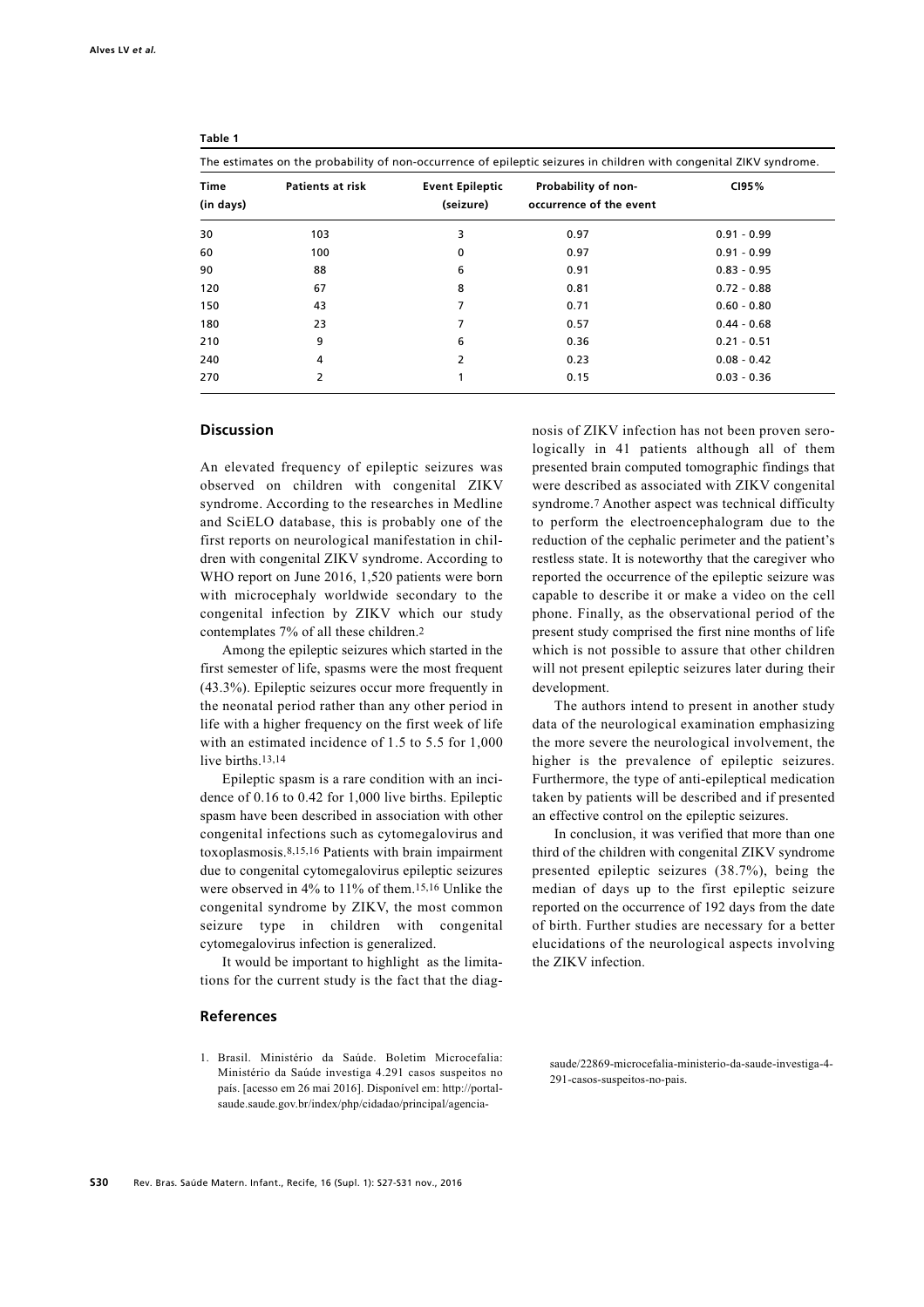**Table 1**

The estimates on the probability of non-occurrence of epileptic seizures in children with congenital ZIKV syndrome.

| Time (in days) | Patients at risk | Event Epileptic (seizure) | Probability of non-occurrence of the event | CI95% |
|---|---|---|---|---|
| 30 | 103 | 3 | 0.97 | 0.91 - 0.99 |
| 60 | 100 | 0 | 0.97 | 0.91 - 0.99 |
| 90 | 88 | 6 | 0.91 | 0.83 - 0.95 |
| 120 | 67 | 8 | 0.81 | 0.72 - 0.88 |
| 150 | 43 | 7 | 0.71 | 0.60 - 0.80 |
| 180 | 23 | 7 | 0.57 | 0.44 - 0.68 |
| 210 | 9 | 6 | 0.36 | 0.21 - 0.51 |
| 240 | 4 | 2 | 0.23 | 0.08 - 0.42 |
| 270 | 2 | 1 | 0.15 | 0.03 - 0.36 |

## Discussion

An elevated frequency of epileptic seizures was observed on children with congenital ZIKV syndrome. According to the researches in Medline and SciELO database, this is probably one of the first reports on neurological manifestation in children with congenital ZIKV syndrome. According to WHO report on June 2016, 1,520 patients were born with microcephaly worldwide secondary to the congenital infection by ZIKV which our study contemplates 7% of all these children.[2]

Among the epileptic seizures which started in the first semester of life, spasms were the most frequent (43.3%). Epileptic seizures occur more frequently in the neonatal period rather than any other period in life with a higher frequency on the first week of life with an estimated incidence of 1.5 to 5.5 for 1,000 live births.[13,14]

Epileptic spasm is a rare condition with an incidence of 0.16 to 0.42 for 1,000 live births. Epileptic spasm have been described in association with other congenital infections such as cytomegalovirus and toxoplasmosis.[8,15,16] Patients with brain impairment due to congenital cytomegalovirus epileptic seizures were observed in 4% to 11% of them.[15,16] Unlike the congenital syndrome by ZIKV, the most common seizure type in children with congenital cytomegalovirus infection is generalized.

It would be important to highlight as the limitations for the current study is the fact that the diagnosis of ZIKV infection has not been proven serologically in 41 patients although all of them presented brain computed tomographic findings that were described as associated with ZIKV congenital syndrome.[7] Another aspect was technical difficulty to perform the electroencephalogram due to the reduction of the cephalic perimeter and the patient's restless state. It is noteworthy that the caregiver who reported the occurrence of the epileptic seizure was capable to describe it or make a video on the cell phone. Finally, as the observational period of the present study comprised the first nine months of life which is not possible to assure that other children will not present epileptic seizures later during their development.

The authors intend to present in another study data of the neurological examination emphasizing the more severe the neurological involvement, the higher is the prevalence of epileptic seizures. Furthermore, the type of anti-epileptical medication taken by patients will be described and if presented an effective control on the epileptic seizures.

In conclusion, it was verified that more than one third of the children with congenital ZIKV syndrome presented epileptic seizures (38.7%), being the median of days up to the first epileptic seizure reported on the occurrence of 192 days from the date of birth. Further studies are necessary for a better elucidations of the neurological aspects involving the ZIKV infection.

## References

1. Brasil. Ministério da Saúde. Boletim Microcefalia: Ministério da Saúde investiga 4.291 casos suspeitos no país. [acesso em 26 mai 2016]. Disponível em: http://portalsaude.saude.gov.br/index/php/cidadao/principal/agencia-saude/22869-microcefalia-ministerio-da-saude-investiga-4-291-casos-suspeitos-no-pais.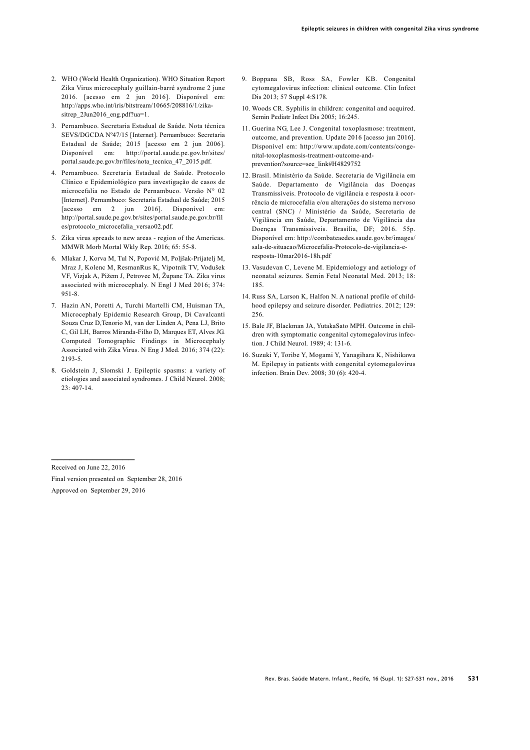2. WHO (World Health Organization). WHO Situation Report Zika Virus microcephaly guillain-barré syndrome 2 june 2016. [acesso em 2 jun 2016]. Disponível em: http://apps.who.int/iris/bitstream/10665/208816/1/zika-sitrep_2Jun2016_eng.pdf?ua=1.

3. Pernambuco. Secretaria Estadual de Saúde. Nota técnica SEVS/DGCDA Nº47/15 [Internet]. Pernambuco: Secretaria Estadual de Saúde; 2015 [acesso em 2 jun 2006]. Disponível em: http://portal.saude.pe.gov.br/sites/portal.saude.pe.gov.br/files/nota_tecnica_47_2015.pdf.

4. Pernambuco. Secretaria Estadual de Saúde. Protocolo Clínico e Epidemiológico para investigação de casos de microcefalia no Estado de Pernambuco. Versão N° 02 [Internet]. Pernambuco: Secretaria Estadual de Saúde; 2015 [acesso em 2 jun 2016]. Disponível em: http://portal.saude.pe.gov.br/sites/portal.saude.pe.gov.br/files/protocolo_microcefalia_versao02.pdf.

5. Zika virus spreads to new areas - region of the Americas. MMWR Morb Mortal Wkly Rep. 2016; 65: 55-8.

6. Mlakar J, Korva M, Tul N, Popović M, Poljšak-Prijatelj M, Mraz J, Kolenc M, ResmanRus K, Vipotnik TV, Vodušek VF, Vizjak A, Pižem J, Petrovec M, Županc TA. Zika virus associated with microcephaly. N Engl J Med 2016; 374: 951-8.

7. Hazin AN, Poretti A, Turchi Martelli CM, Huisman TA, Microcephaly Epidemic Research Group, Di Cavalcanti Souza Cruz D,Tenorio M, van der Linden A, Pena LJ, Brito C, Gil LH, Barros Miranda-Filho D, Marques ET, Alves JG. Computed Tomographic Findings in Microcephaly Associated with Zika Virus. N Eng J Med. 2016; 374 (22): 2193-5.

8. Goldstein J, Slomski J. Epileptic spasms: a variety of etiologies and associated syndromes. J Child Neurol. 2008; 23: 407-14.

9. Boppana SB, Ross SA, Fowler KB. Congenital cytomegalovirus infection: clinical outcome. Clin Infect Dis 2013; 57 Suppl 4:S178.

10. Woods CR. Syphilis in children: congenital and acquired. Semin Pediatr Infect Dis 2005; 16:245.

11. Guerina NG, Lee J. Congenital toxoplasmose: treatment, outcome, and prevention. Update 2016 [acesso jun 2016]. Disponível em: http://www.update.com/contents/congenital-toxoplasmosis-treatment-outcome-and-prevention?source=see_link#H4829752

12. Brasil. Ministério da Saúde. Secretaria de Vigilância em Saúde. Departamento de Vigilância das Doenças Transmissíveis. Protocolo de vigilância e resposta à ocorrência de microcefalia e/ou alterações do sistema nervoso central (SNC) / Ministério da Saúde, Secretaria de Vigilância em Saúde, Departamento de Vigilância das Doenças Transmissíveis. Brasília, DF; 2016. 55p. Disponível em: http://combateaedes.saude.gov.br/images/sala-de-situacao/Microcefalia-Protocolo-de-vigilancia-e-resposta-10mar2016-18h.pdf

13. Vasudevan C, Levene M. Epidemiology and aetiology of neonatal seizures. Semin Fetal Neonatal Med. 2013; 18: 185.

14. Russ SA, Larson K, Halfon N. A national profile of childhood epilepsy and seizure disorder. Pediatrics. 2012; 129: 256.

15. Bale JF, Blackman JA, YutakaSato MPH. Outcome in children with symptomatic congenital cytomegalovirus infection. J Child Neurol. 1989; 4: 131-6.

16. Suzuki Y, Toribe Y, Mogami Y, Yanagihara K, Nishikawa M. Epilepsy in patients with congenital cytomegalovirus infection. Brain Dev. 2008; 30 (6): 420-4.

---

Received on June 22, 2016

Final version presented on September 28, 2016

Approved on September 29, 2016